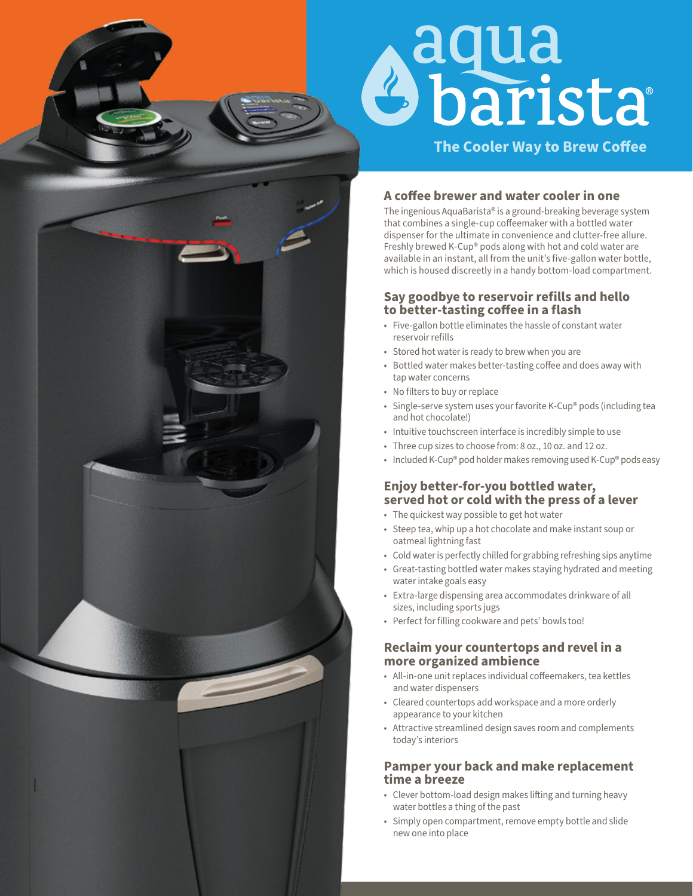# aqua barista®

**The Cooler Way to Brew Coffee**

## A coffee brewer and water cooler in one

The ingenious AquaBarista® is a ground-breaking beverage system that combines a single-cup coffeemaker with a bottled water dispenser for the ultimate in convenience and clutter-free allure. Freshly brewed K-Cup® pods along with hot and cold water are available in an instant, all from the unit's five-gallon water bottle, which is housed discreetly in a handy bottom-load compartment.

## Say goodbye to reservoir refills and hello to better-tasting coffee in a flash

- Five-gallon bottle eliminates the hassle of constant water reservoir refills
- Stored hot water is ready to brew when you are
- Bottled water makes better-tasting coffee and does away with tap water concerns
- No filters to buy or replace
- Single-serve system uses your favorite K-Cup® pods (including tea and hot chocolate!)
- Intuitive touchscreen interface is incredibly simple to use
- Three cup sizes to choose from: 8 oz., 10 oz. and 12 oz.
- Included K-Cup® pod holder makes removing used K-Cup® pods easy

## Enjoy better-for-you bottled water, served hot or cold with the press of a lever

- The quickest way possible to get hot water
- Steep tea, whip up a hot chocolate and make instant soup or oatmeal lightning fast
- Cold water is perfectly chilled for grabbing refreshing sips anytime
- Great-tasting bottled water makes staying hydrated and meeting water intake goals easy
- Extra-large dispensing area accommodates drinkware of all sizes, including sports jugs
- Perfect for filling cookware and pets' bowls too!

## Reclaim your countertops and revel in a more organized ambience

- All-in-one unit replaces individual coffeemakers, tea kettles and water dispensers
- Cleared countertops add workspace and a more orderly appearance to your kitchen
- Attractive streamlined design saves room and complements today's interiors

## Pamper your back and make replacement time a breeze

- Clever bottom-load design makes lifting and turning heavy water bottles a thing of the past
- Simply open compartment, remove empty bottle and slide new one into place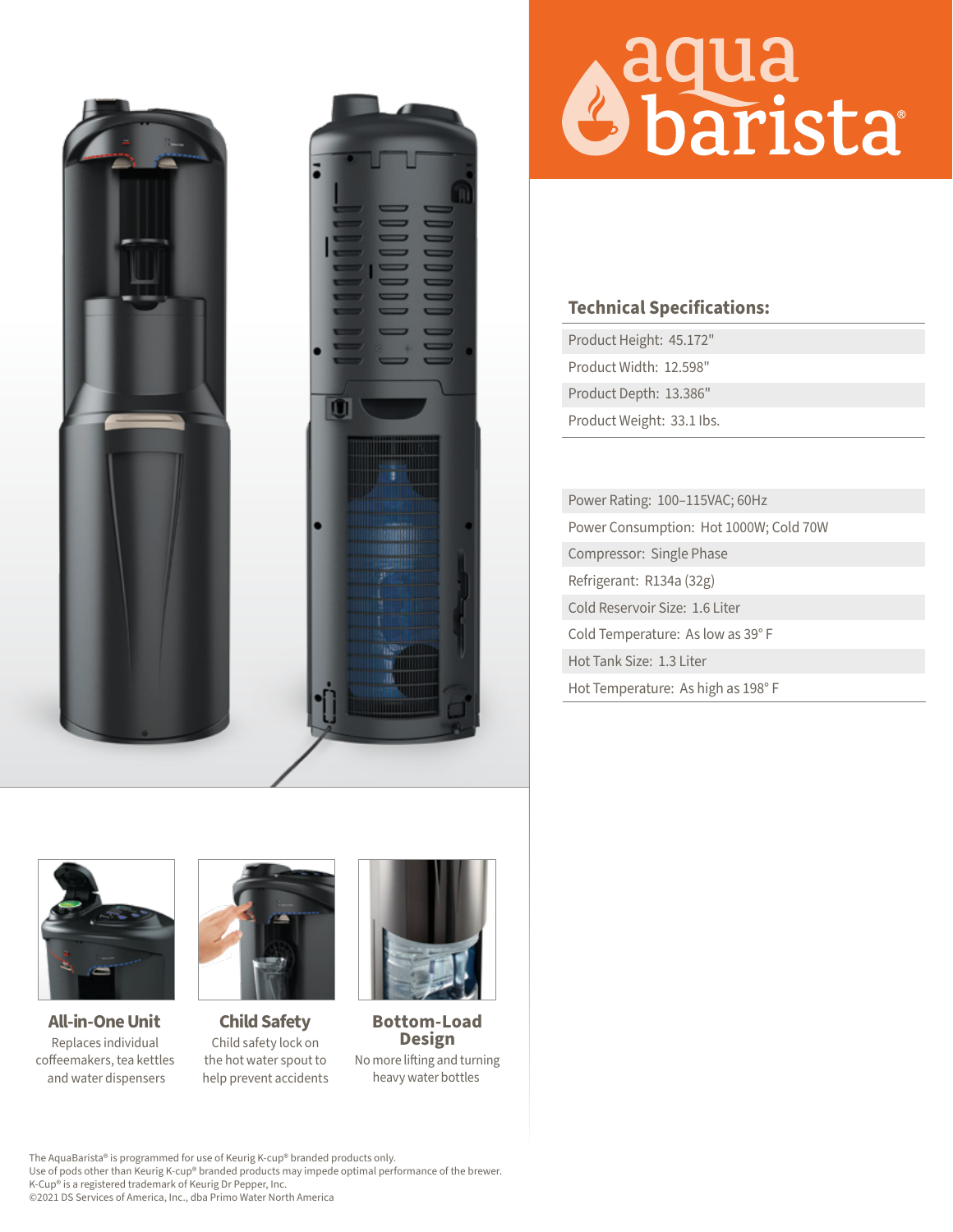# aqua barista®

## Technical Specifications:

| | |
|---|---|
| Product Height: 45.172" | |
| Product Width: 12.598" | |
| Product Depth: 13.386" | |
| Product Weight: 33.1 lbs. | |

| | |
|---|---|
| Power Rating: 100–115VAC; 60Hz | |
| Power Consumption: Hot 1000W; Cold 70W | |
| Compressor: Single Phase | |
| Refrigerant: R134a (32g) | |
| Cold Reservoir Size: 1.6 Liter | |
| Cold Temperature: As low as 39° F | |
| Hot Tank Size: 1.3 Liter | |
| Hot Temperature: As high as 198° F | |

**All-in-One Unit**
Replaces individual coffeemakers, tea kettles and water dispensers

**Child Safety**
Child safety lock on the hot water spout to help prevent accidents

**Bottom-Load Design**
No more lifting and turning heavy water bottles

The AquaBarista® is programmed for use of Keurig K-cup® branded products only.
Use of pods other than Keurig K-cup® branded products may impede optimal performance of the brewer.
K-Cup® is a registered trademark of Keurig Dr Pepper, Inc.
©2021 DS Services of America, Inc., dba Primo Water North America